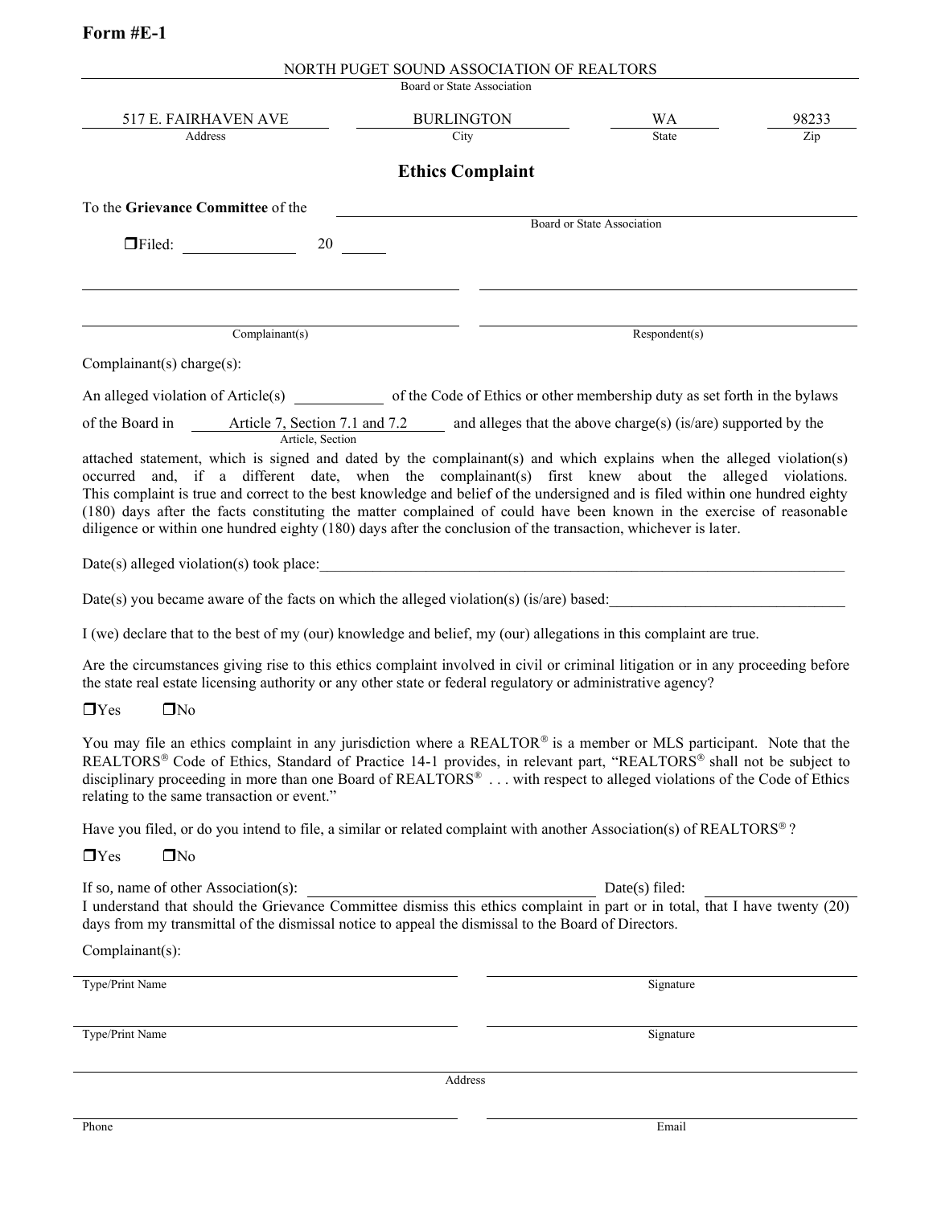**Form #E-1**

NORTH PUGET SOUND ASSOCIATION OF REALTORS
Board or State Association

| 517 E. FAIRHAVEN AVE | BURLINGTON | WA | 98233 |
|---|---|---|---|
| Address | City | State | Zip |

## Ethics Complaint

To the **Grievance Committee** of the ______________________________
Board or State Association

☐Filed: ____________ 20 ______

______________________________ ______________________________

______________________________ ______________________________
Complainant(s) Respondent(s)

Complainant(s) charge(s):

An alleged violation of Article(s) __________ of the Code of Ethics or other membership duty as set forth in the bylaws of the Board in Article 7, Section 7.1 and 7.2 (Article, Section) and alleges that the above charge(s) (is/are) supported by the attached statement, which is signed and dated by the complainant(s) and which explains when the alleged violation(s) occurred and, if a different date, when the complainant(s) first knew about the alleged violations. This complaint is true and correct to the best knowledge and belief of the undersigned and is filed within one hundred eighty (180) days after the facts constituting the matter complained of could have been known in the exercise of reasonable diligence or within one hundred eighty (180) days after the conclusion of the transaction, whichever is later.

Date(s) alleged violation(s) took place:______________________________

Date(s) you became aware of the facts on which the alleged violation(s) (is/are) based:______________________________

I (we) declare that to the best of my (our) knowledge and belief, my (our) allegations in this complaint are true.

Are the circumstances giving rise to this ethics complaint involved in civil or criminal litigation or in any proceeding before the state real estate licensing authority or any other state or federal regulatory or administrative agency?

☐Yes ☐No

You may file an ethics complaint in any jurisdiction where a REALTOR® is a member or MLS participant. Note that the REALTORS® Code of Ethics, Standard of Practice 14-1 provides, in relevant part, "REALTORS® shall not be subject to disciplinary proceeding in more than one Board of REALTORS® . . . with respect to alleged violations of the Code of Ethics relating to the same transaction or event."

Have you filed, or do you intend to file, a similar or related complaint with another Association(s) of REALTORS®?

☐Yes ☐No

If so, name of other Association(s): ______________________________ Date(s) filed: ______________

I understand that should the Grievance Committee dismiss this ethics complaint in part or in total, that I have twenty (20) days from my transmittal of the dismissal notice to appeal the dismissal to the Board of Directors.

Complainant(s):

______________________________ ______________________________
Type/Print Name Signature

______________________________ ______________________________
Type/Print Name Signature

______________________________
Address

______________________________ ______________________________
Phone Email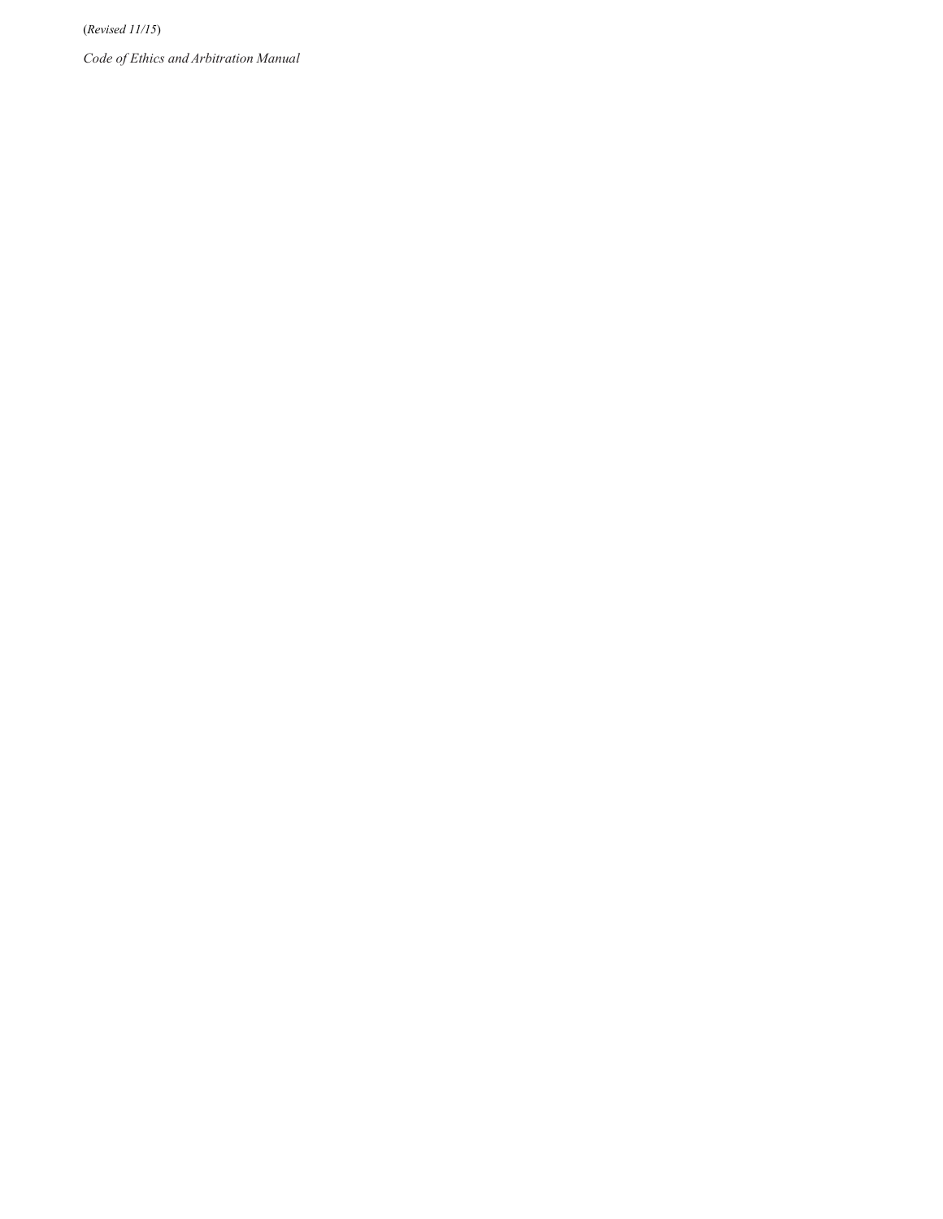(*Revised 11/15*)